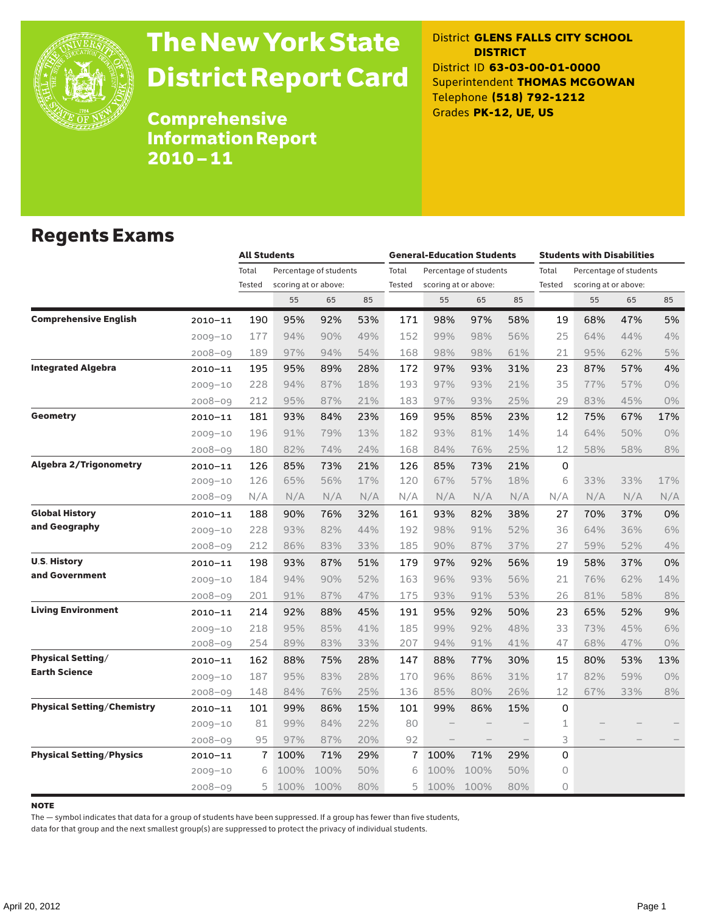# The New York State District Report Card

## Comprehensive Information Report 2010–11

District **GLENS FALLS CITY SCHOOL DISTRICT**
District ID **63-03-00-01-0000**
Superintendent **THOMAS MCGOWAN**
Telephone **(518) 792-1212**
Grades **PK-12, UE, US**

## Regents Exams

| | | All Students | | | | General-Education Students | | | | Students with Disabilities | | | |
|---|---|---|---|---|---|---|---|---|---|---|---|---|---|
| | | Total Tested | Percentage of students scoring at or above: | | | Total Tested | Percentage of students scoring at or above: | | | Total Tested | Percentage of students scoring at or above: | | |
| | | | 55 | 65 | 85 | | 55 | 65 | 85 | | 55 | 65 | 85 |
| **Comprehensive English** | 2010–11 | 190 | 95% | 92% | 53% | 171 | 98% | 97% | 58% | 19 | 68% | 47% | 5% |
| | 2009–10 | 177 | 94% | 90% | 49% | 152 | 99% | 98% | 56% | 25 | 64% | 44% | 4% |
| | 2008–09 | 189 | 97% | 94% | 54% | 168 | 98% | 98% | 61% | 21 | 95% | 62% | 5% |
| **Integrated Algebra** | 2010–11 | 195 | 95% | 89% | 28% | 172 | 97% | 93% | 31% | 23 | 87% | 57% | 4% |
| | 2009–10 | 228 | 94% | 87% | 18% | 193 | 97% | 93% | 21% | 35 | 77% | 57% | 0% |
| | 2008–09 | 212 | 95% | 87% | 21% | 183 | 97% | 93% | 25% | 29 | 83% | 45% | 0% |
| **Geometry** | 2010–11 | 181 | 93% | 84% | 23% | 169 | 95% | 85% | 23% | 12 | 75% | 67% | 17% |
| | 2009–10 | 196 | 91% | 79% | 13% | 182 | 93% | 81% | 14% | 14 | 64% | 50% | 0% |
| | 2008–09 | 180 | 82% | 74% | 24% | 168 | 84% | 76% | 25% | 12 | 58% | 58% | 8% |
| **Algebra 2/Trigonometry** | 2010–11 | 126 | 85% | 73% | 21% | 126 | 85% | 73% | 21% | 0 | | | |
| | 2009–10 | 126 | 65% | 56% | 17% | 120 | 67% | 57% | 18% | 6 | 33% | 33% | 17% |
| | 2008–09 | N/A | N/A | N/A | N/A | N/A | N/A | N/A | N/A | N/A | N/A | N/A | N/A |
| **Global History and Geography** | 2010–11 | 188 | 90% | 76% | 32% | 161 | 93% | 82% | 38% | 27 | 70% | 37% | 0% |
| | 2009–10 | 228 | 93% | 82% | 44% | 192 | 98% | 91% | 52% | 36 | 64% | 36% | 6% |
| | 2008–09 | 212 | 86% | 83% | 33% | 185 | 90% | 87% | 37% | 27 | 59% | 52% | 4% |
| **U.S. History and Government** | 2010–11 | 198 | 93% | 87% | 51% | 179 | 97% | 92% | 56% | 19 | 58% | 37% | 0% |
| | 2009–10 | 184 | 94% | 90% | 52% | 163 | 96% | 93% | 56% | 21 | 76% | 62% | 14% |
| | 2008–09 | 201 | 91% | 87% | 47% | 175 | 93% | 91% | 53% | 26 | 81% | 58% | 8% |
| **Living Environment** | 2010–11 | 214 | 92% | 88% | 45% | 191 | 95% | 92% | 50% | 23 | 65% | 52% | 9% |
| | 2009–10 | 218 | 95% | 85% | 41% | 185 | 99% | 92% | 48% | 33 | 73% | 45% | 6% |
| | 2008–09 | 254 | 89% | 83% | 33% | 207 | 94% | 91% | 41% | 47 | 68% | 47% | 0% |
| **Physical Setting/ Earth Science** | 2010–11 | 162 | 88% | 75% | 28% | 147 | 88% | 77% | 30% | 15 | 80% | 53% | 13% |
| | 2009–10 | 187 | 95% | 83% | 28% | 170 | 96% | 86% | 31% | 17 | 82% | 59% | 0% |
| | 2008–09 | 148 | 84% | 76% | 25% | 136 | 85% | 80% | 26% | 12 | 67% | 33% | 8% |
| **Physical Setting/Chemistry** | 2010–11 | 101 | 99% | 86% | 15% | 101 | 99% | 86% | 15% | 0 | | | |
| | 2009–10 | 81 | 99% | 84% | 22% | 80 | – | – | – | 1 | – | – | – |
| | 2008–09 | 95 | 97% | 87% | 20% | 92 | – | – | – | 3 | – | – | – |
| **Physical Setting/Physics** | 2010–11 | 7 | 100% | 71% | 29% | 7 | 100% | 71% | 29% | 0 | | | |
| | 2009–10 | 6 | 100% | 100% | 50% | 6 | 100% | 100% | 50% | 0 | | | |
| | 2008–09 | 5 | 100% | 100% | 80% | 5 | 100% | 100% | 80% | 0 | | | |

**NOTE**

The — symbol indicates that data for a group of students have been suppressed. If a group has fewer than five students, data for that group and the next smallest group(s) are suppressed to protect the privacy of individual students.

April 20, 2012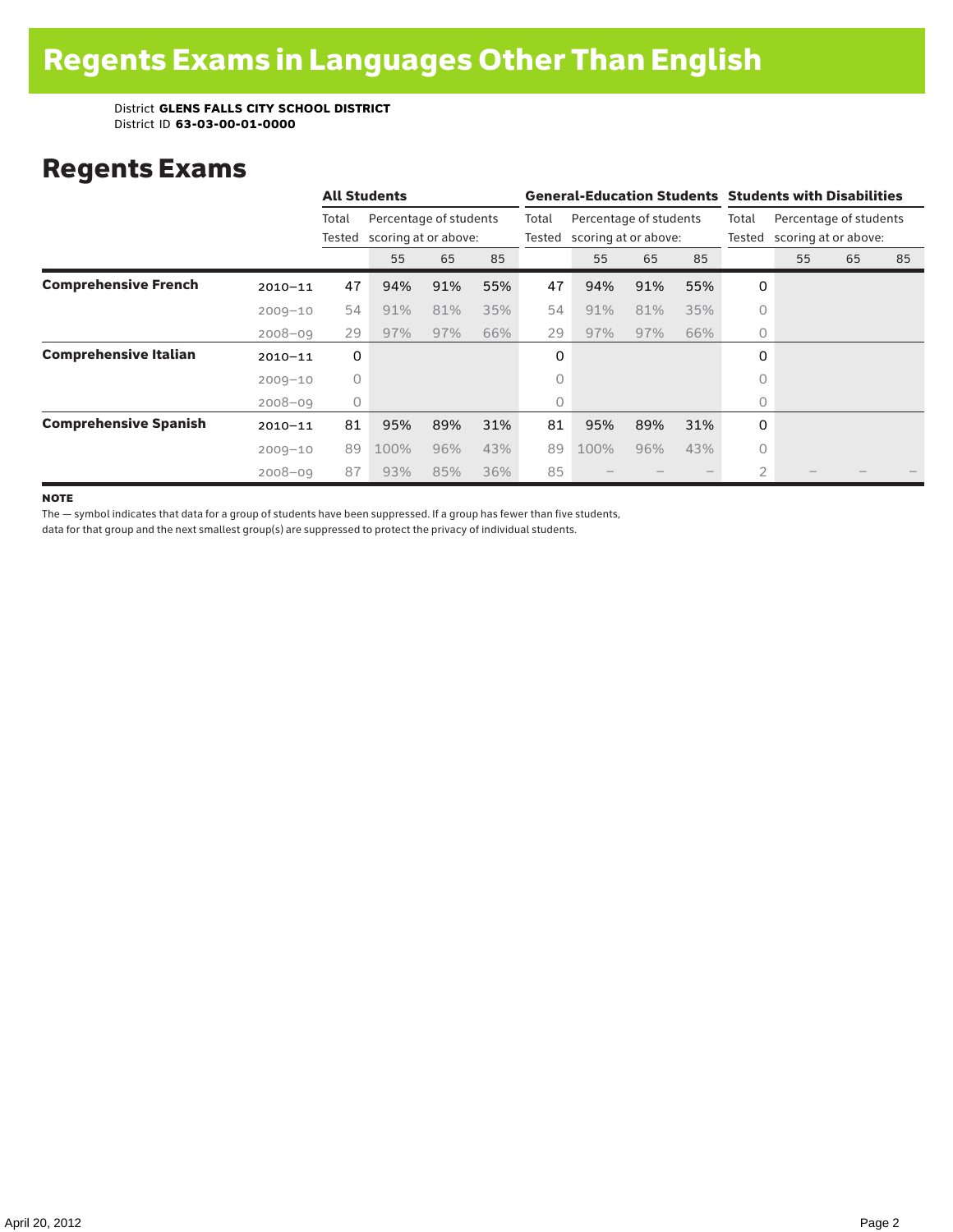# Regents Exams in Languages Other Than English

District **GLENS FALLS CITY SCHOOL DISTRICT**
District ID **63-03-00-01-0000**

## Regents Exams

| | | All Students | | | | General-Education Students | | | | Students with Disabilities | | | |
|---|---|---|---|---|---|---|---|---|---|---|---|---|---|
| | | Total Tested | Percentage of students scoring at or above: | | | Total Tested | Percentage of students scoring at or above: | | | Total Tested | Percentage of students scoring at or above: | | |
| | | | 55 | 65 | 85 | | 55 | 65 | 85 | | 55 | 65 | 85 |
| **Comprehensive French** | 2010–11 | 47 | 94% | 91% | 55% | 47 | 94% | 91% | 55% | 0 | | | |
| | 2009–10 | 54 | 91% | 81% | 35% | 54 | 91% | 81% | 35% | 0 | | | |
| | 2008–09 | 29 | 97% | 97% | 66% | 29 | 97% | 97% | 66% | 0 | | | |
| **Comprehensive Italian** | 2010–11 | 0 | | | | 0 | | | | 0 | | | |
| | 2009–10 | 0 | | | | 0 | | | | 0 | | | |
| | 2008–09 | 0 | | | | 0 | | | | 0 | | | |
| **Comprehensive Spanish** | 2010–11 | 81 | 95% | 89% | 31% | 81 | 95% | 89% | 31% | 0 | | | |
| | 2009–10 | 89 | 100% | 96% | 43% | 89 | 100% | 96% | 43% | 0 | | | |
| | 2008–09 | 87 | 93% | 85% | 36% | 85 | – | – | – | 2 | – | – | – |

**NOTE**

The — symbol indicates that data for a group of students have been suppressed. If a group has fewer than five students, data for that group and the next smallest group(s) are suppressed to protect the privacy of individual students.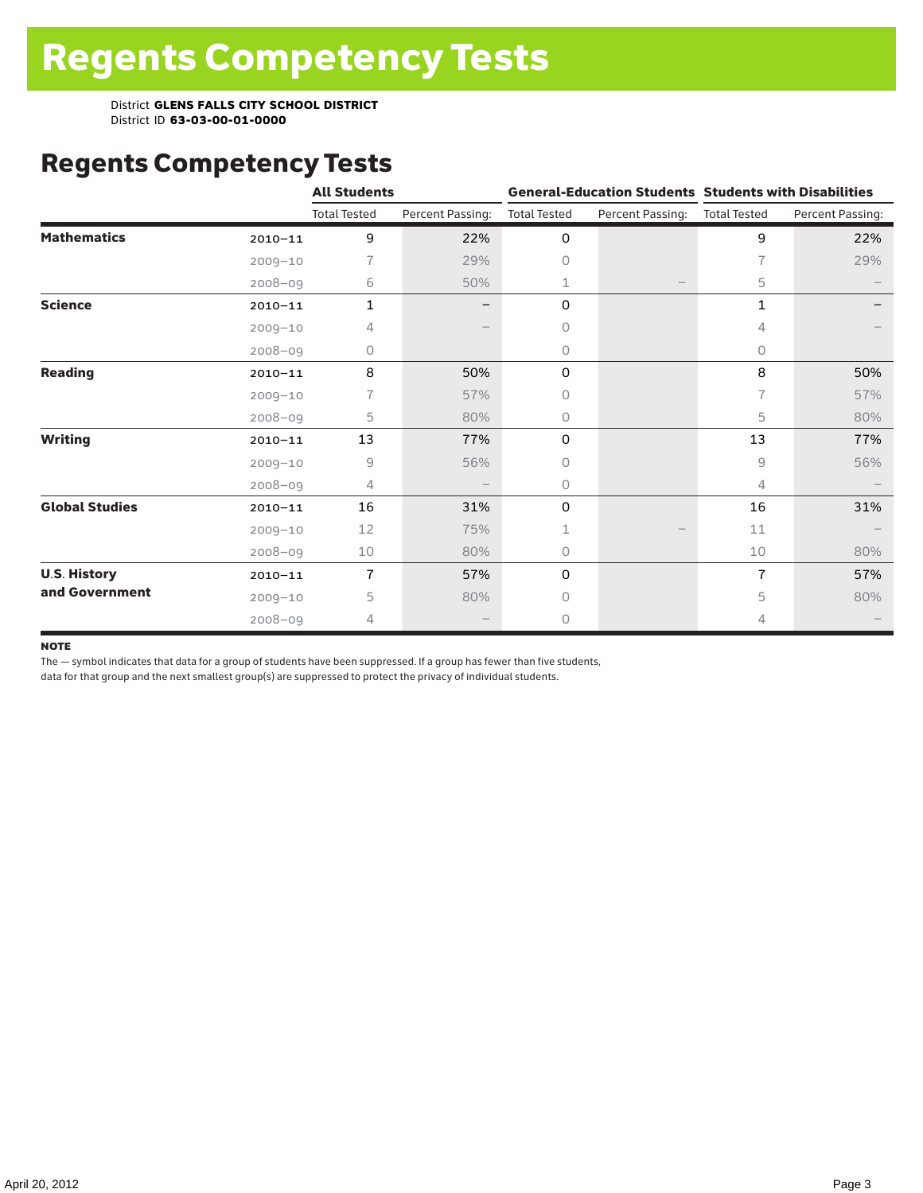# Regents Competency Tests

District **GLENS FALLS CITY SCHOOL DISTRICT**
District ID **63-03-00-01-0000**

## Regents Competency Tests

| | | All Students | | General-Education Students | | Students with Disabilities | |
|---|---|---|---|---|---|---|---|
| | | Total Tested | Percent Passing: | Total Tested | Percent Passing: | Total Tested | Percent Passing: |
| **Mathematics** | 2010–11 | 9 | 22% | 0 | | 9 | 22% |
| | 2009–10 | 7 | 29% | 0 | | 7 | 29% |
| | 2008–09 | 6 | 50% | 1 | – | 5 | – |
| **Science** | 2010–11 | 1 | – | 0 | | 1 | – |
| | 2009–10 | 4 | – | 0 | | 4 | – |
| | 2008–09 | 0 | | 0 | | 0 | |
| **Reading** | 2010–11 | 8 | 50% | 0 | | 8 | 50% |
| | 2009–10 | 7 | 57% | 0 | | 7 | 57% |
| | 2008–09 | 5 | 80% | 0 | | 5 | 80% |
| **Writing** | 2010–11 | 13 | 77% | 0 | | 13 | 77% |
| | 2009–10 | 9 | 56% | 0 | | 9 | 56% |
| | 2008–09 | 4 | – | 0 | | 4 | – |
| **Global Studies** | 2010–11 | 16 | 31% | 0 | | 16 | 31% |
| | 2009–10 | 12 | 75% | 1 | – | 11 | – |
| | 2008–09 | 10 | 80% | 0 | | 10 | 80% |
| **U.S. History and Government** | 2010–11 | 7 | 57% | 0 | | 7 | 57% |
| | 2009–10 | 5 | 80% | 0 | | 5 | 80% |
| | 2008–09 | 4 | – | 0 | | 4 | – |

**NOTE**
The — symbol indicates that data for a group of students have been suppressed. If a group has fewer than five students, data for that group and the next smallest group(s) are suppressed to protect the privacy of individual students.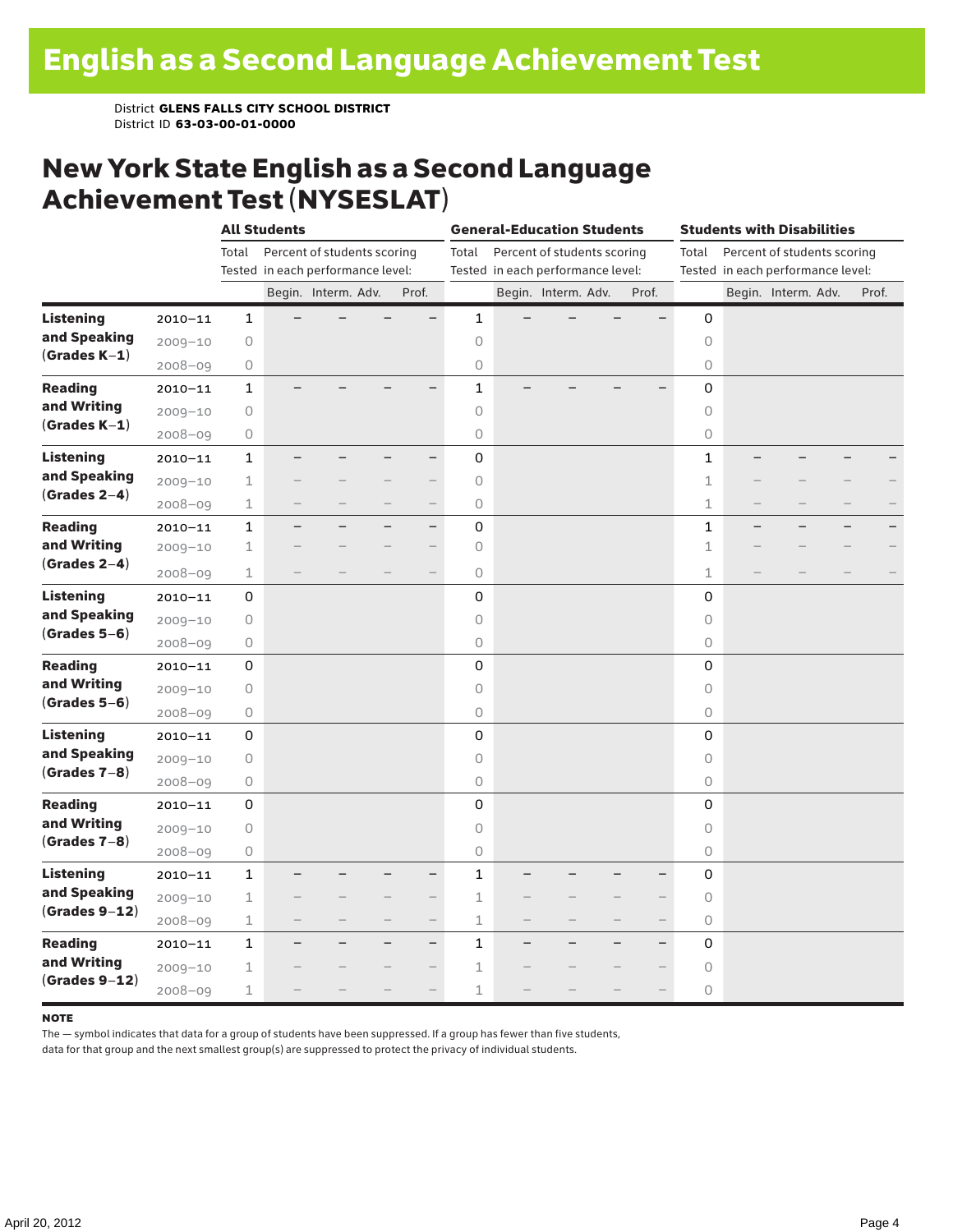# English as a Second Language Achievement Test

District **GLENS FALLS CITY SCHOOL DISTRICT**
District ID **63-03-00-01-0000**

## New York State English as a Second Language Achievement Test (NYSESLAT)

| | | All Students | | | | | General-Education Students | | | | | Students with Disabilities | | | | |
|---|---|---|---|---|---|---|---|---|---|---|---|---|---|---|---|---|
| | | Total Tested | Percent of students scoring in each performance level: | | | | Total Tested | Percent of students scoring in each performance level: | | | | Total Tested | Percent of students scoring in each performance level: | | | |
| | | | Begin. | Interm. | Adv. | Prof. | | Begin. | Interm. | Adv. | Prof. | | Begin. | Interm. | Adv. | Prof. |
| **Listening and Speaking (Grades K–1)** | 2010–11 | 1 | – | – | – | – | 1 | – | – | – | – | 0 | | | | |
| | 2009–10 | 0 | | | | | 0 | | | | | 0 | | | | |
| | 2008–09 | 0 | | | | | 0 | | | | | 0 | | | | |
| **Reading and Writing (Grades K–1)** | 2010–11 | 1 | – | – | – | – | 1 | – | – | – | – | 0 | | | | |
| | 2009–10 | 0 | | | | | 0 | | | | | 0 | | | | |
| | 2008–09 | 0 | | | | | 0 | | | | | 0 | | | | |
| **Listening and Speaking (Grades 2–4)** | 2010–11 | 1 | – | – | – | – | 0 | | | | | 1 | – | – | – | – |
| | 2009–10 | 1 | – | – | – | – | 0 | | | | | 1 | – | – | – | – |
| | 2008–09 | 1 | – | – | – | – | 0 | | | | | 1 | – | – | – | – |
| **Reading and Writing (Grades 2–4)** | 2010–11 | 1 | – | – | – | – | 0 | | | | | 1 | – | – | – | – |
| | 2009–10 | 1 | – | – | – | – | 0 | | | | | 1 | – | – | – | – |
| | 2008–09 | 1 | – | – | – | – | 0 | | | | | 1 | – | – | – | – |
| **Listening and Speaking (Grades 5–6)** | 2010–11 | 0 | | | | | 0 | | | | | 0 | | | | |
| | 2009–10 | 0 | | | | | 0 | | | | | 0 | | | | |
| | 2008–09 | 0 | | | | | 0 | | | | | 0 | | | | |
| **Reading and Writing (Grades 5–6)** | 2010–11 | 0 | | | | | 0 | | | | | 0 | | | | |
| | 2009–10 | 0 | | | | | 0 | | | | | 0 | | | | |
| | 2008–09 | 0 | | | | | 0 | | | | | 0 | | | | |
| **Listening and Speaking (Grades 7–8)** | 2010–11 | 0 | | | | | 0 | | | | | 0 | | | | |
| | 2009–10 | 0 | | | | | 0 | | | | | 0 | | | | |
| | 2008–09 | 0 | | | | | 0 | | | | | 0 | | | | |
| **Reading and Writing (Grades 7–8)** | 2010–11 | 0 | | | | | 0 | | | | | 0 | | | | |
| | 2009–10 | 0 | | | | | 0 | | | | | 0 | | | | |
| | 2008–09 | 0 | | | | | 0 | | | | | 0 | | | | |
| **Listening and Speaking (Grades 9–12)** | 2010–11 | 1 | – | – | – | – | 1 | – | – | – | – | 0 | | | | |
| | 2009–10 | 1 | – | – | – | – | 1 | – | – | – | – | 0 | | | | |
| | 2008–09 | 1 | – | – | – | – | 1 | – | – | – | – | 0 | | | | |
| **Reading and Writing (Grades 9–12)** | 2010–11 | 1 | – | – | – | – | 1 | – | – | – | – | 0 | | | | |
| | 2009–10 | 1 | – | – | – | – | 1 | – | – | – | – | 0 | | | | |
| | 2008–09 | 1 | – | – | – | – | 1 | – | – | – | – | 0 | | | | |

**NOTE**

The — symbol indicates that data for a group of students have been suppressed. If a group has fewer than five students, data for that group and the next smallest group(s) are suppressed to protect the privacy of individual students.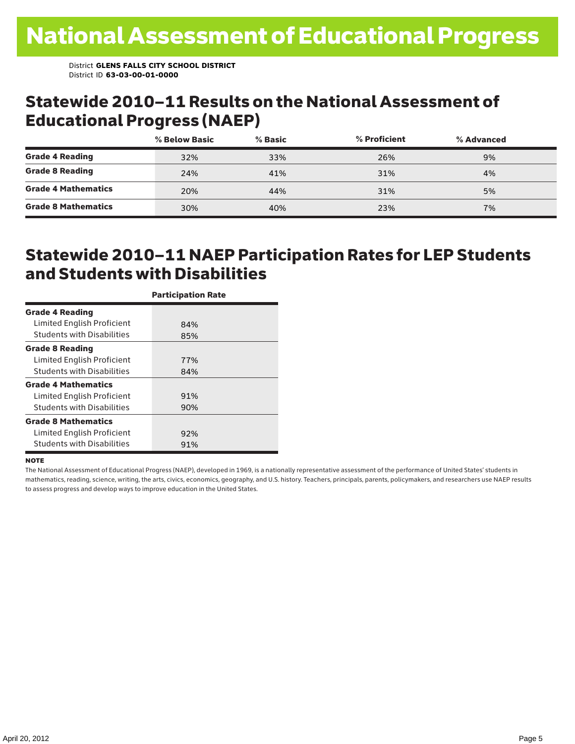# National Assessment of Educational Progress

District **GLENS FALLS CITY SCHOOL DISTRICT**
District ID **63-03-00-01-0000**

## Statewide 2010–11 Results on the National Assessment of Educational Progress (NAEP)

| | % Below Basic | % Basic | % Proficient | % Advanced |
|---|---|---|---|---|
| **Grade 4 Reading** | 32% | 33% | 26% | 9% |
| **Grade 8 Reading** | 24% | 41% | 31% | 4% |
| **Grade 4 Mathematics** | 20% | 44% | 31% | 5% |
| **Grade 8 Mathematics** | 30% | 40% | 23% | 7% |

## Statewide 2010–11 NAEP Participation Rates for LEP Students and Students with Disabilities

| | Participation Rate |
|---|---|
| **Grade 4 Reading** | |
| Limited English Proficient | 84% |
| Students with Disabilities | 85% |
| **Grade 8 Reading** | |
| Limited English Proficient | 77% |
| Students with Disabilities | 84% |
| **Grade 4 Mathematics** | |
| Limited English Proficient | 91% |
| Students with Disabilities | 90% |
| **Grade 8 Mathematics** | |
| Limited English Proficient | 92% |
| Students with Disabilities | 91% |

**NOTE**

The National Assessment of Educational Progress (NAEP), developed in 1969, is a nationally representative assessment of the performance of United States' students in mathematics, reading, science, writing, the arts, civics, economics, geography, and U.S. history. Teachers, principals, parents, policymakers, and researchers use NAEP results to assess progress and develop ways to improve education in the United States.

April 20, 2012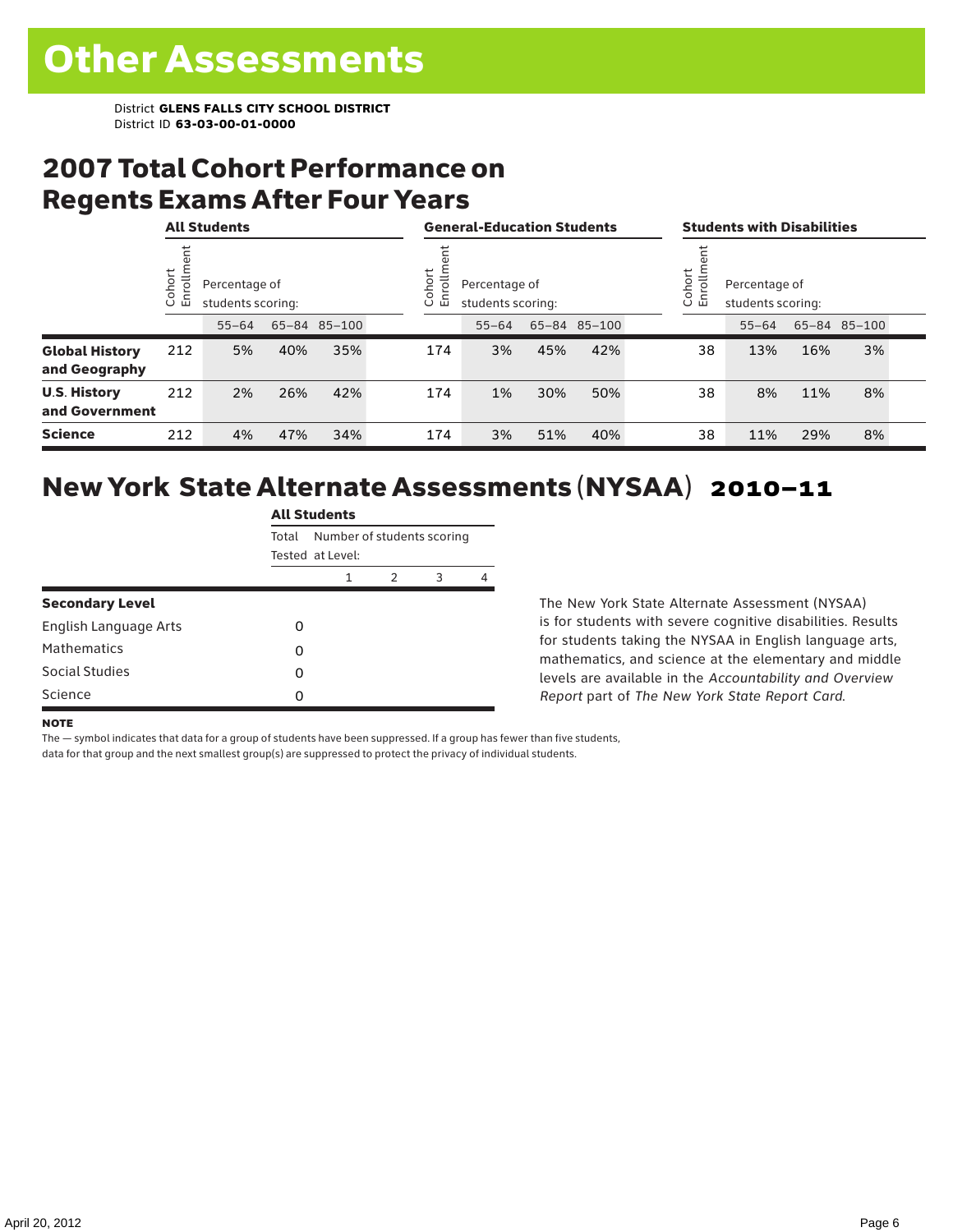# Other Assessments

District **GLENS FALLS CITY SCHOOL DISTRICT**
District ID **63-03-00-01-0000**

## 2007 Total Cohort Performance on Regents Exams After Four Years

| | All Students | | | | General-Education Students | | | | Students with Disabilities | | | |
|---|---|---|---|---|---|---|---|---|---|---|---|---|
| | Cohort Enrollment | Percentage of students scoring: 55–64 | 65–84 | 85–100 | Cohort Enrollment | Percentage of students scoring: 55–64 | 65–84 | 85–100 | Cohort Enrollment | Percentage of students scoring: 55–64 | 65–84 | 85–100 |
| **Global History and Geography** | 212 | 5% | 40% | 35% | 174 | 3% | 45% | 42% | 38 | 13% | 16% | 3% |
| **U.S. History and Government** | 212 | 2% | 26% | 42% | 174 | 1% | 30% | 50% | 38 | 8% | 11% | 8% |
| **Science** | 212 | 4% | 47% | 34% | 174 | 3% | 51% | 40% | 38 | 11% | 29% | 8% |

## New York State Alternate Assessments (NYSAA) 2010–11

| | All Students | | | | |
|---|---|---|---|---|---|
| | Total Tested | Number of students scoring at Level: 1 | 2 | 3 | 4 |
| **Secondary Level** | | | | | |
| English Language Arts | 0 | | | | |
| Mathematics | 0 | | | | |
| Social Studies | 0 | | | | |
| Science | 0 | | | | |

The New York State Alternate Assessment (NYSAA) is for students with severe cognitive disabilities. Results for students taking the NYSAA in English language arts, mathematics, and science at the elementary and middle levels are available in the *Accountability and Overview Report* part of *The New York State Report Card*.

**NOTE**

The — symbol indicates that data for a group of students have been suppressed. If a group has fewer than five students, data for that group and the next smallest group(s) are suppressed to protect the privacy of individual students.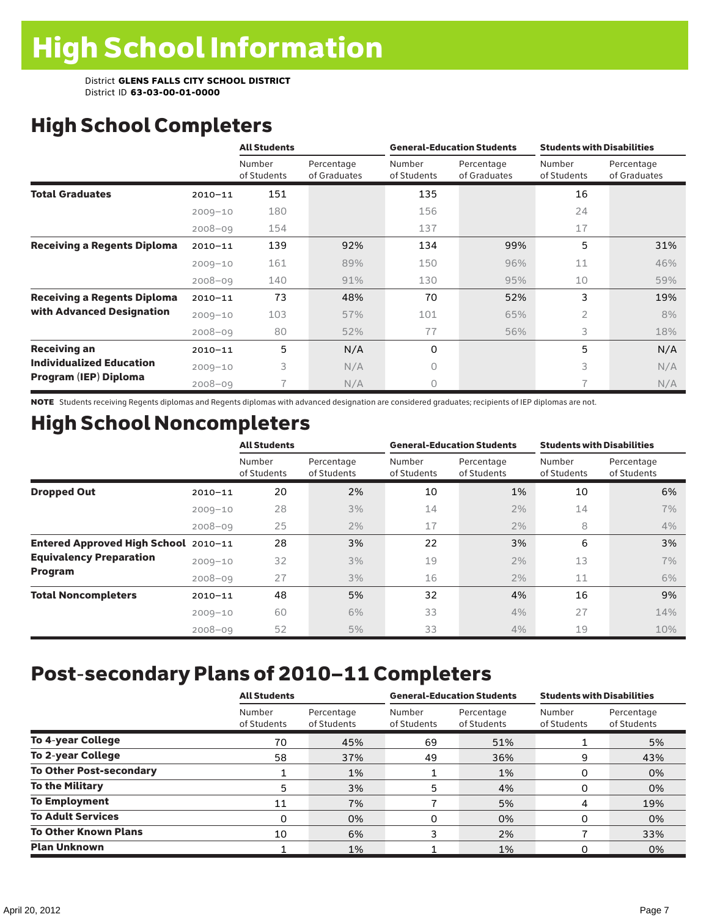# High School Information

District **GLENS FALLS CITY SCHOOL DISTRICT**
District ID **63-03-00-01-0000**

## High School Completers

| | | All Students | | General-Education Students | | Students with Disabilities | |
|---|---|---|---|---|---|---|---|
| | | Number of Students | Percentage of Graduates | Number of Students | Percentage of Graduates | Number of Students | Percentage of Graduates |
| **Total Graduates** | 2010–11 | 151 | | 135 | | 16 | |
| | 2009–10 | 180 | | 156 | | 24 | |
| | 2008–09 | 154 | | 137 | | 17 | |
| **Receiving a Regents Diploma** | 2010–11 | 139 | 92% | 134 | 99% | 5 | 31% |
| | 2009–10 | 161 | 89% | 150 | 96% | 11 | 46% |
| | 2008–09 | 140 | 91% | 130 | 95% | 10 | 59% |
| **Receiving a Regents Diploma with Advanced Designation** | 2010–11 | 73 | 48% | 70 | 52% | 3 | 19% |
| | 2009–10 | 103 | 57% | 101 | 65% | 2 | 8% |
| | 2008–09 | 80 | 52% | 77 | 56% | 3 | 18% |
| **Receiving an Individualized Education Program (IEP) Diploma** | 2010–11 | 5 | N/A | 0 | | 5 | N/A |
| | 2009–10 | 3 | N/A | 0 | | 3 | N/A |
| | 2008–09 | 7 | N/A | 0 | | 7 | N/A |

**NOTE** Students receiving Regents diplomas and Regents diplomas with advanced designation are considered graduates; recipients of IEP diplomas are not.

## High School Noncompleters

| | | All Students | | General-Education Students | | Students with Disabilities | |
|---|---|---|---|---|---|---|---|
| | | Number of Students | Percentage of Students | Number of Students | Percentage of Students | Number of Students | Percentage of Students |
| **Dropped Out** | 2010–11 | 20 | 2% | 10 | 1% | 10 | 6% |
| | 2009–10 | 28 | 3% | 14 | 2% | 14 | 7% |
| | 2008–09 | 25 | 2% | 17 | 2% | 8 | 4% |
| **Entered Approved High School Equivalency Preparation Program** | 2010–11 | 28 | 3% | 22 | 3% | 6 | 3% |
| | 2009–10 | 32 | 3% | 19 | 2% | 13 | 7% |
| | 2008–09 | 27 | 3% | 16 | 2% | 11 | 6% |
| **Total Noncompleters** | 2010–11 | 48 | 5% | 32 | 4% | 16 | 9% |
| | 2009–10 | 60 | 6% | 33 | 4% | 27 | 14% |
| | 2008–09 | 52 | 5% | 33 | 4% | 19 | 10% |

## Post-secondary Plans of 2010–11 Completers

| | All Students | | General-Education Students | | Students with Disabilities | |
|---|---|---|---|---|---|---|
| | Number of Students | Percentage of Students | Number of Students | Percentage of Students | Number of Students | Percentage of Students |
| **To 4-year College** | 70 | 45% | 69 | 51% | 1 | 5% |
| **To 2-year College** | 58 | 37% | 49 | 36% | 9 | 43% |
| **To Other Post-secondary** | 1 | 1% | 1 | 1% | 0 | 0% |
| **To the Military** | 5 | 3% | 5 | 4% | 0 | 0% |
| **To Employment** | 11 | 7% | 7 | 5% | 4 | 19% |
| **To Adult Services** | 0 | 0% | 0 | 0% | 0 | 0% |
| **To Other Known Plans** | 10 | 6% | 3 | 2% | 7 | 33% |
| **Plan Unknown** | 1 | 1% | 1 | 1% | 0 | 0% |

April 20, 2012